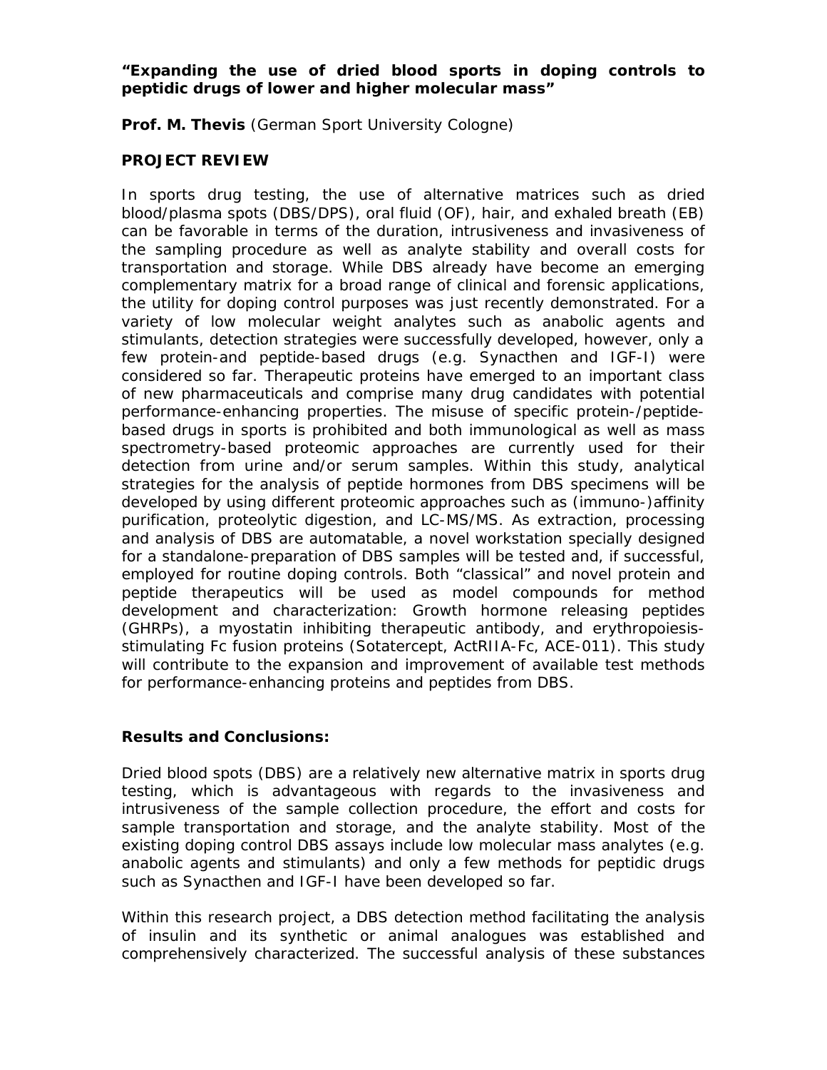**“Expanding the use of dried blood sports in doping controls to peptidic drugs of lower and higher molecular mass”**

**Prof. M. Thevis** (German Sport University Cologne)

**PROJECT REVIEW**

In sports drug testing, the use of alternative matrices such as dried blood/plasma spots (DBS/DPS), oral fluid (OF), hair, and exhaled breath (EB) can be favorable in terms of the duration, intrusiveness and invasiveness of the sampling procedure as well as analyte stability and overall costs for transportation and storage. While DBS already have become an emerging complementary matrix for a broad range of clinical and forensic applications, the utility for doping control purposes was just recently demonstrated. For a variety of low molecular weight analytes such as anabolic agents and stimulants, detection strategies were successfully developed, however, only a few protein-and peptide-based drugs (e.g. Synacthen and IGF-I) were considered so far. Therapeutic proteins have emerged to an important class of new pharmaceuticals and comprise many drug candidates with potential performance-enhancing properties. The misuse of specific protein-/peptide-based drugs in sports is prohibited and both immunological as well as mass spectrometry-based proteomic approaches are currently used for their detection from urine and/or serum samples. Within this study, analytical strategies for the analysis of peptide hormones from DBS specimens will be developed by using different proteomic approaches such as (immuno-)affinity purification, proteolytic digestion, and LC-MS/MS. As extraction, processing and analysis of DBS are automatable, a novel workstation specially designed for a standalone-preparation of DBS samples will be tested and, if successful, employed for routine doping controls. Both “classical” and novel protein and peptide therapeutics will be used as model compounds for method development and characterization: Growth hormone releasing peptides (GHRPs), a myostatin inhibiting therapeutic antibody, and erythropoiesis-stimulating Fc fusion proteins (Sotatercept, ActRIIA-Fc, ACE-011). This study will contribute to the expansion and improvement of available test methods for performance-enhancing proteins and peptides from DBS.

**Results and Conclusions:**

Dried blood spots (DBS) are a relatively new alternative matrix in sports drug testing, which is advantageous with regards to the invasiveness and intrusiveness of the sample collection procedure, the effort and costs for sample transportation and storage, and the analyte stability. Most of the existing doping control DBS assays include low molecular mass analytes (e.g. anabolic agents and stimulants) and only a few methods for peptidic drugs such as Synacthen and IGF-I have been developed so far.

Within this research project, a DBS detection method facilitating the analysis of insulin and its synthetic or animal analogues was established and comprehensively characterized. The successful analysis of these substances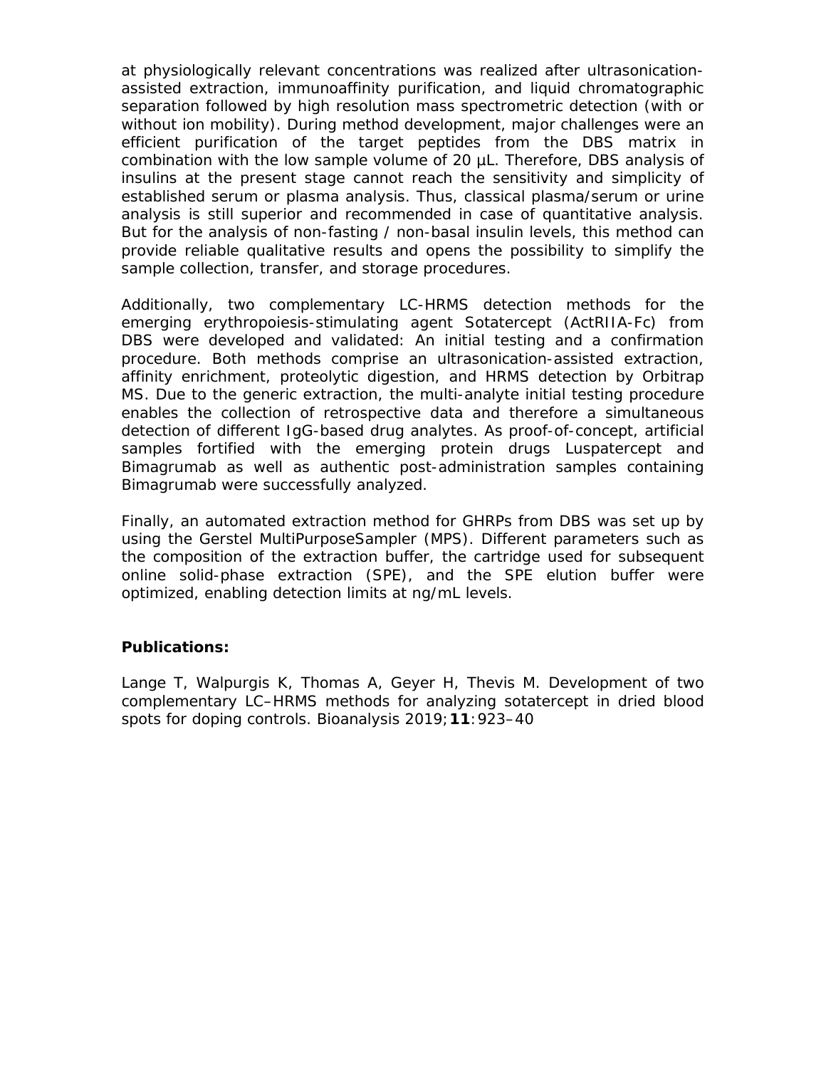at physiologically relevant concentrations was realized after ultrasonication-assisted extraction, immunoaffinity purification, and liquid chromatographic separation followed by high resolution mass spectrometric detection (with or without ion mobility). During method development, major challenges were an efficient purification of the target peptides from the DBS matrix in combination with the low sample volume of 20 µL. Therefore, DBS analysis of insulins at the present stage cannot reach the sensitivity and simplicity of established serum or plasma analysis. Thus, classical plasma/serum or urine analysis is still superior and recommended in case of quantitative analysis. But for the analysis of non-fasting / non-basal insulin levels, this method can provide reliable qualitative results and opens the possibility to simplify the sample collection, transfer, and storage procedures.

Additionally, two complementary LC-HRMS detection methods for the emerging erythropoiesis-stimulating agent Sotatercept (ActRIIA-Fc) from DBS were developed and validated: An initial testing and a confirmation procedure. Both methods comprise an ultrasonication-assisted extraction, affinity enrichment, proteolytic digestion, and HRMS detection by Orbitrap MS. Due to the generic extraction, the multi-analyte initial testing procedure enables the collection of retrospective data and therefore a simultaneous detection of different IgG-based drug analytes. As proof-of-concept, artificial samples fortified with the emerging protein drugs Luspatercept and Bimagrumab as well as authentic post-administration samples containing Bimagrumab were successfully analyzed.

Finally, an automated extraction method for GHRPs from DBS was set up by using the Gerstel MultiPurposeSampler (MPS). Different parameters such as the composition of the extraction buffer, the cartridge used for subsequent online solid-phase extraction (SPE), and the SPE elution buffer were optimized, enabling detection limits at ng/mL levels.

**Publications:**

Lange T, Walpurgis K, Thomas A, Geyer H, Thevis M. Development of two complementary LC–HRMS methods for analyzing sotatercept in dried blood spots for doping controls. Bioanalysis 2019;**11**:923–40